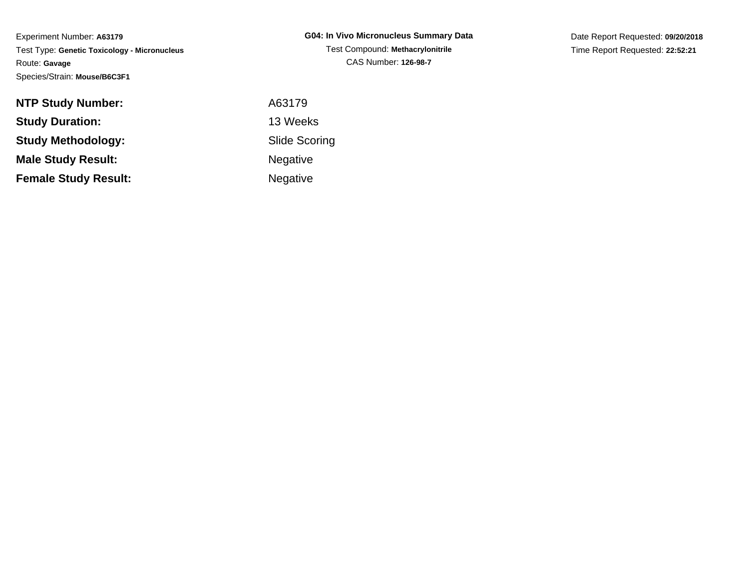Experiment Number: **A63179**
Test Type: **Genetic Toxicology - Micronucleus**
Route: **Gavage**
Species/Strain: **Mouse/B6C3F1**

**G04: In Vivo Micronucleus Summary Data**
Test Compound: **Methacrylonitrile**
CAS Number: **126-98-7**

Date Report Requested: **09/20/2018**
Time Report Requested: **22:52:21**

| | |
|---|---|
| **NTP Study Number:** | A63179 |
| **Study Duration:** | 13 Weeks |
| **Study Methodology:** | Slide Scoring |
| **Male Study Result:** | Negative |
| **Female Study Result:** | Negative |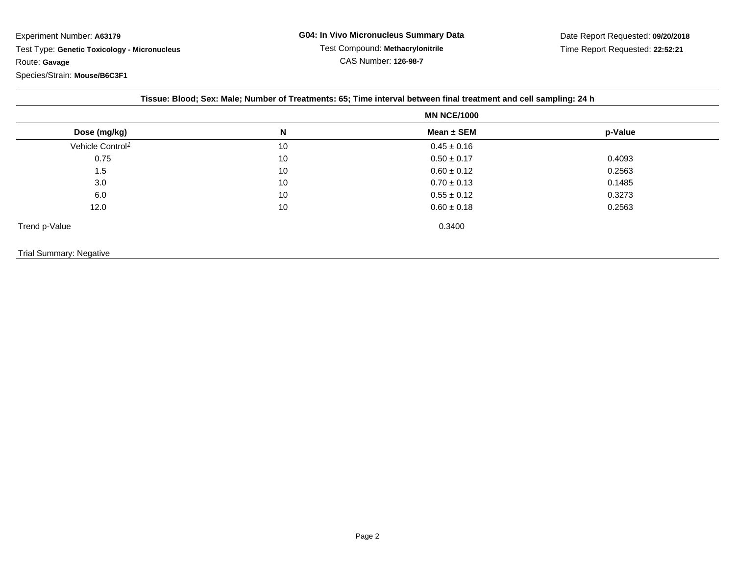Experiment Number: **A63179**

Test Type: **Genetic Toxicology - Micronucleus**

Route: **Gavage**

Species/Strain: **Mouse/B6C3F1**

**G04: In Vivo Micronucleus Summary Data**

Test Compound: **Methacrylonitrile**

CAS Number: **126-98-7**

Date Report Requested: **09/20/2018**

Time Report Requested: **22:52:21**

**Tissue: Blood; Sex: Male; Number of Treatments: 65; Time interval between final treatment and cell sampling: 24 h**

| | | MN NCE/1000 | |
|---|---|---|---|
| **Dose (mg/kg)** | **N** | **Mean ± SEM** | **p-Value** |
| Vehicle Control[1] | 10 | 0.45 ± 0.16 | |
| 0.75 | 10 | 0.50 ± 0.17 | 0.4093 |
| 1.5 | 10 | 0.60 ± 0.12 | 0.2563 |
| 3.0 | 10 | 0.70 ± 0.13 | 0.1485 |
| 6.0 | 10 | 0.55 ± 0.12 | 0.3273 |
| 12.0 | 10 | 0.60 ± 0.18 | 0.2563 |
| Trend p-Value | | 0.3400 | |

Trial Summary: Negative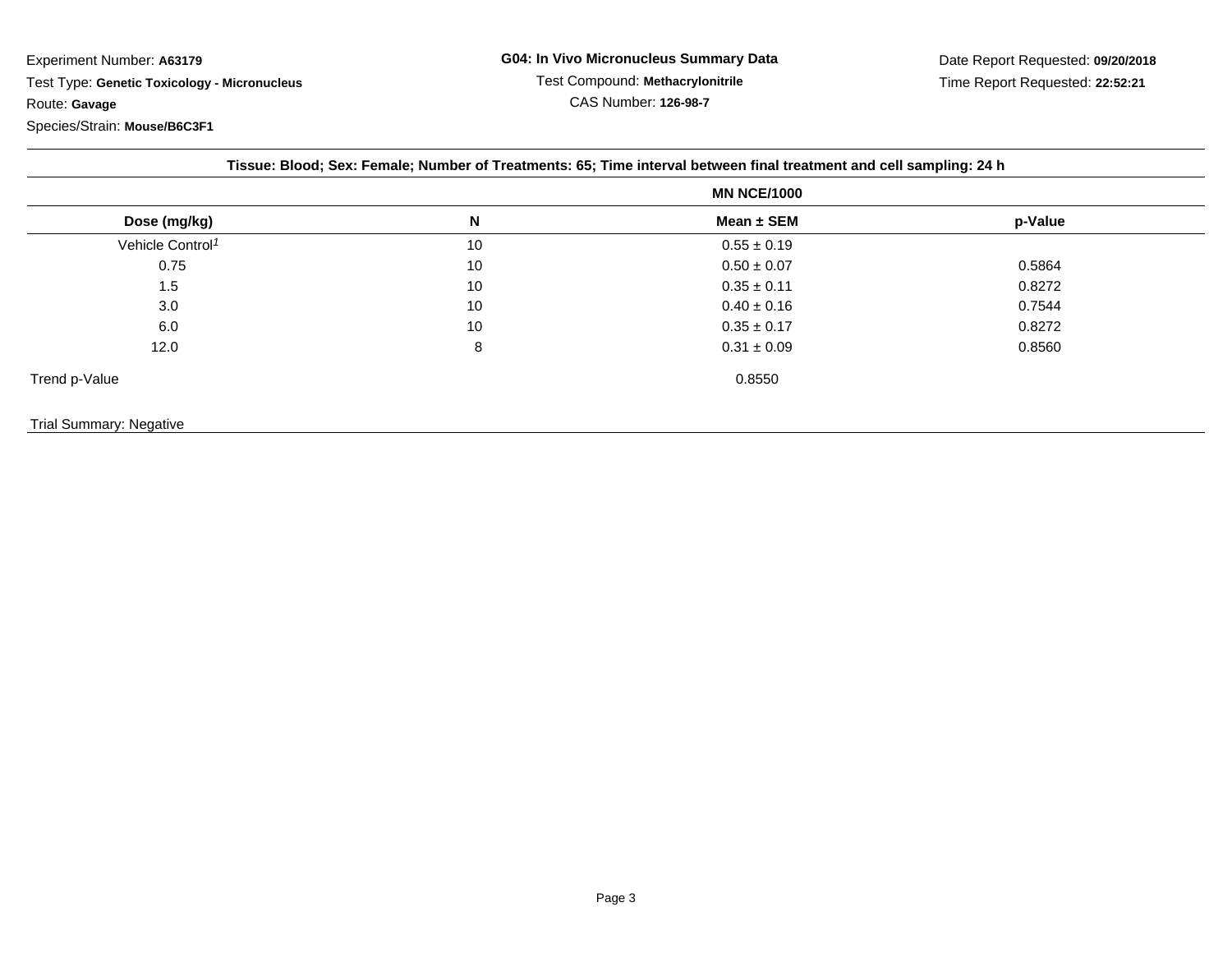Experiment Number: **A63179**

Test Type: **Genetic Toxicology - Micronucleus**

Route: **Gavage**

Species/Strain: **Mouse/B6C3F1**

**G04: In Vivo Micronucleus Summary Data**

Test Compound: **Methacrylonitrile**

CAS Number: **126-98-7**

Date Report Requested: **09/20/2018**

Time Report Requested: **22:52:21**

**Tissue: Blood; Sex: Female; Number of Treatments: 65; Time interval between final treatment and cell sampling: 24 h**

| | | MN NCE/1000 | |
|---|---|---|---|
| **Dose (mg/kg)** | **N** | **Mean ± SEM** | **p-Value** |
| Vehicle Control[1] | 10 | 0.55 ± 0.19 | |
| 0.75 | 10 | 0.50 ± 0.07 | 0.5864 |
| 1.5 | 10 | 0.35 ± 0.11 | 0.8272 |
| 3.0 | 10 | 0.40 ± 0.16 | 0.7544 |
| 6.0 | 10 | 0.35 ± 0.17 | 0.8272 |
| 12.0 | 8 | 0.31 ± 0.09 | 0.8560 |
| Trend p-Value | | 0.8550 | |

Trial Summary: Negative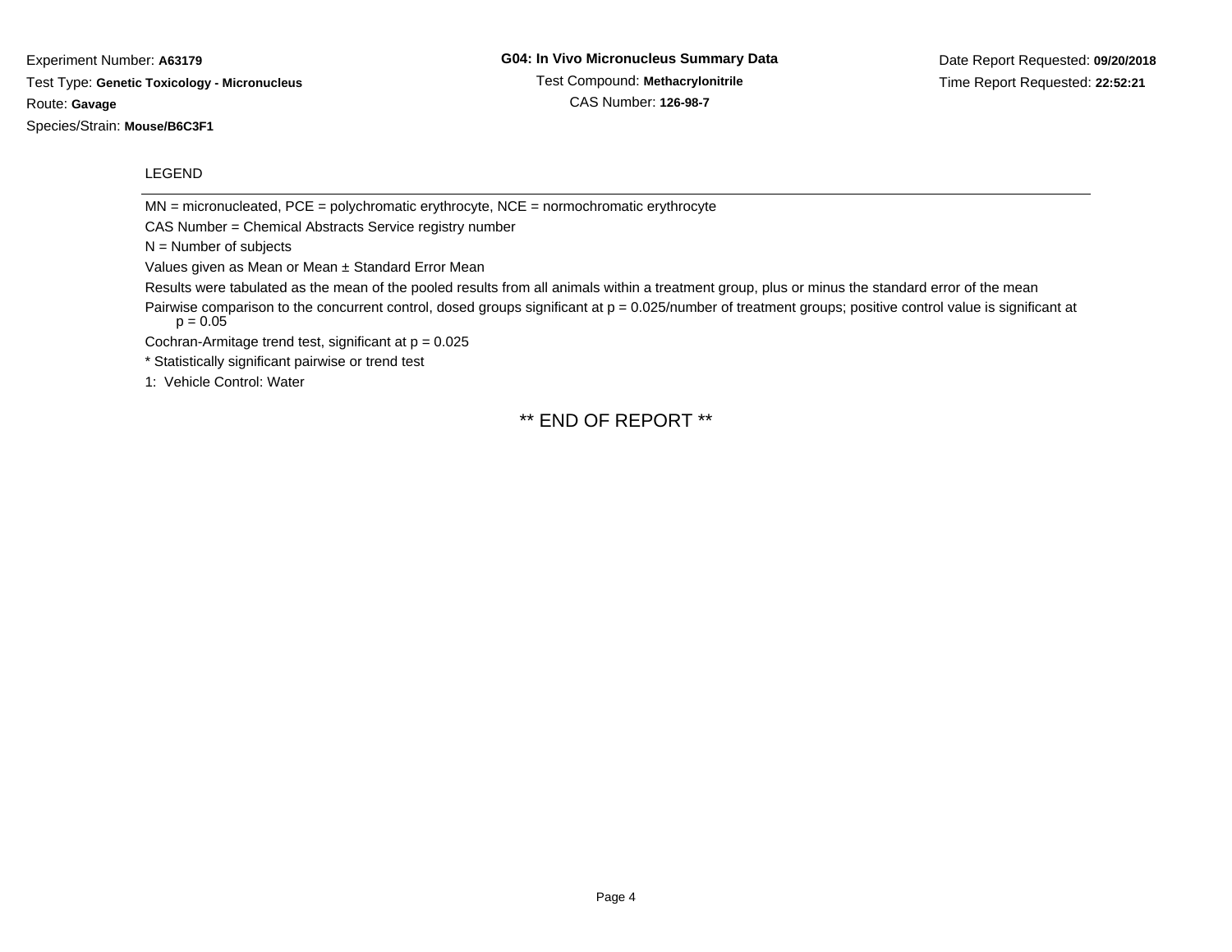Experiment Number: **A63179**

Test Type: **Genetic Toxicology - Micronucleus**

Route: **Gavage**

Species/Strain: **Mouse/B6C3F1**

**G04: In Vivo Micronucleus Summary Data**

Test Compound: **Methacrylonitrile**

CAS Number: **126-98-7**

Date Report Requested: **09/20/2018**

Time Report Requested: **22:52:21**

LEGEND

MN = micronucleated, PCE = polychromatic erythrocyte, NCE = normochromatic erythrocyte

CAS Number = Chemical Abstracts Service registry number

N = Number of subjects

Values given as Mean or Mean ± Standard Error Mean

Results were tabulated as the mean of the pooled results from all animals within a treatment group, plus or minus the standard error of the mean

Pairwise comparison to the concurrent control, dosed groups significant at p = 0.025/number of treatment groups; positive control value is significant at p = 0.05

Cochran-Armitage trend test, significant at p = 0.025

* Statistically significant pairwise or trend test

1: Vehicle Control: Water

** END OF REPORT **